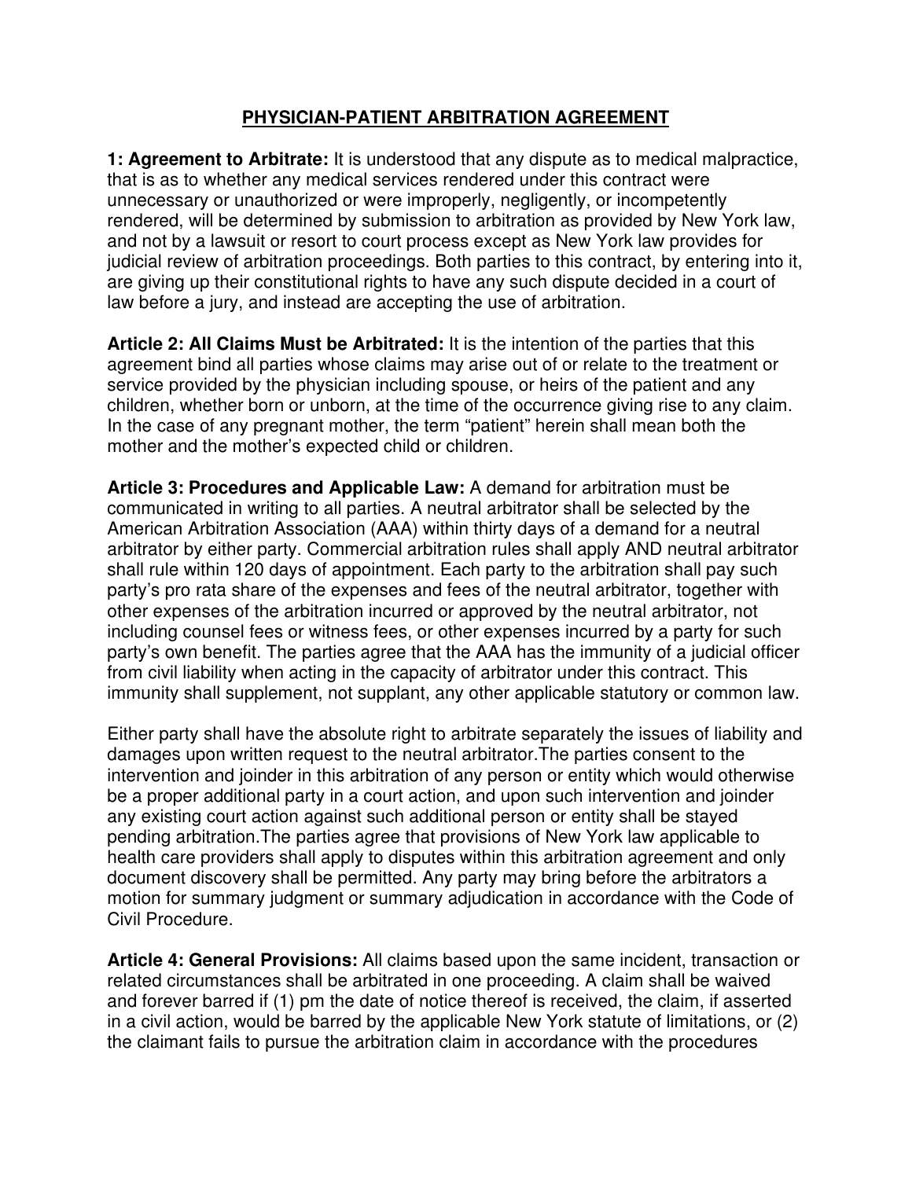# PHYSICIAN-PATIENT ARBITRATION AGREEMENT

**1: Agreement to Arbitrate:** It is understood that any dispute as to medical malpractice, that is as to whether any medical services rendered under this contract were unnecessary or unauthorized or were improperly, negligently, or incompetently rendered, will be determined by submission to arbitration as provided by New York law, and not by a lawsuit or resort to court process except as New York law provides for judicial review of arbitration proceedings. Both parties to this contract, by entering into it, are giving up their constitutional rights to have any such dispute decided in a court of law before a jury, and instead are accepting the use of arbitration.

**Article 2: All Claims Must be Arbitrated:** It is the intention of the parties that this agreement bind all parties whose claims may arise out of or relate to the treatment or service provided by the physician including spouse, or heirs of the patient and any children, whether born or unborn, at the time of the occurrence giving rise to any claim. In the case of any pregnant mother, the term "patient" herein shall mean both the mother and the mother's expected child or children.

**Article 3: Procedures and Applicable Law:** A demand for arbitration must be communicated in writing to all parties. A neutral arbitrator shall be selected by the American Arbitration Association (AAA) within thirty days of a demand for a neutral arbitrator by either party. Commercial arbitration rules shall apply AND neutral arbitrator shall rule within 120 days of appointment. Each party to the arbitration shall pay such party's pro rata share of the expenses and fees of the neutral arbitrator, together with other expenses of the arbitration incurred or approved by the neutral arbitrator, not including counsel fees or witness fees, or other expenses incurred by a party for such party's own benefit. The parties agree that the AAA has the immunity of a judicial officer from civil liability when acting in the capacity of arbitrator under this contract. This immunity shall supplement, not supplant, any other applicable statutory or common law.

Either party shall have the absolute right to arbitrate separately the issues of liability and damages upon written request to the neutral arbitrator.The parties consent to the intervention and joinder in this arbitration of any person or entity which would otherwise be a proper additional party in a court action, and upon such intervention and joinder any existing court action against such additional person or entity shall be stayed pending arbitration.The parties agree that provisions of New York law applicable to health care providers shall apply to disputes within this arbitration agreement and only document discovery shall be permitted. Any party may bring before the arbitrators a motion for summary judgment or summary adjudication in accordance with the Code of Civil Procedure.

**Article 4: General Provisions:** All claims based upon the same incident, transaction or related circumstances shall be arbitrated in one proceeding. A claim shall be waived and forever barred if (1) pm the date of notice thereof is received, the claim, if asserted in a civil action, would be barred by the applicable New York statute of limitations, or (2) the claimant fails to pursue the arbitration claim in accordance with the procedures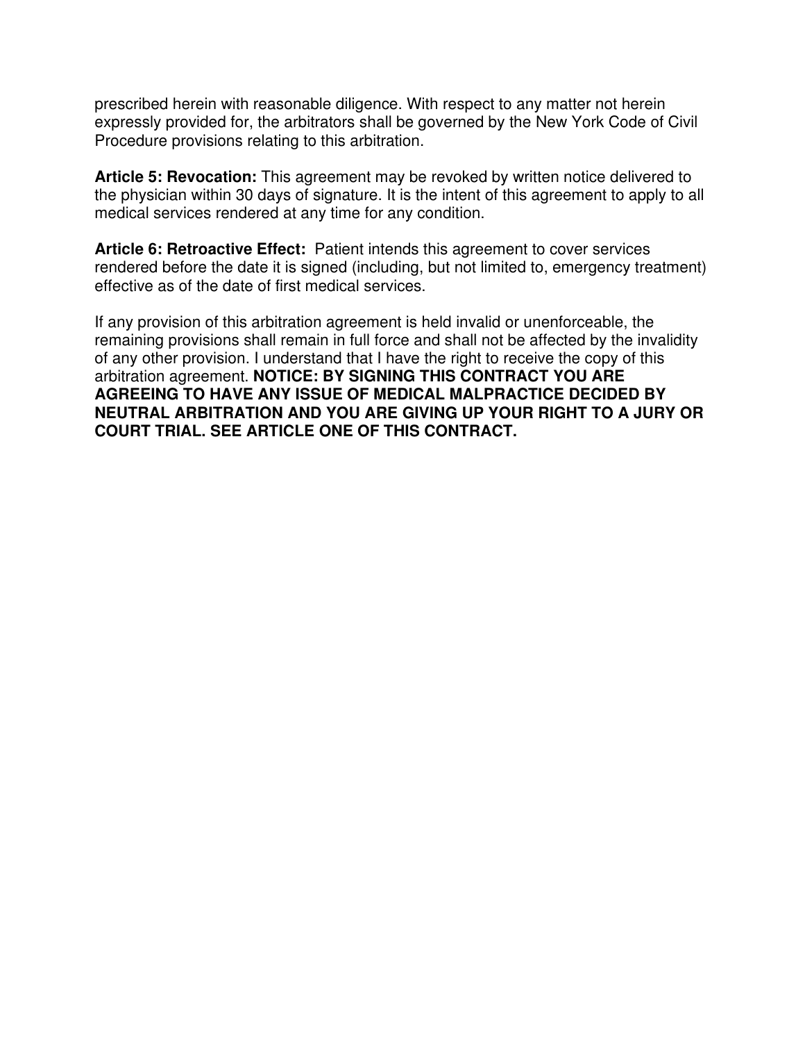prescribed herein with reasonable diligence. With respect to any matter not herein expressly provided for, the arbitrators shall be governed by the New York Code of Civil Procedure provisions relating to this arbitration.

**Article 5: Revocation:** This agreement may be revoked by written notice delivered to the physician within 30 days of signature. It is the intent of this agreement to apply to all medical services rendered at any time for any condition.

**Article 6: Retroactive Effect:** Patient intends this agreement to cover services rendered before the date it is signed (including, but not limited to, emergency treatment) effective as of the date of first medical services.

If any provision of this arbitration agreement is held invalid or unenforceable, the remaining provisions shall remain in full force and shall not be affected by the invalidity of any other provision. I understand that I have the right to receive the copy of this arbitration agreement. **NOTICE: BY SIGNING THIS CONTRACT YOU ARE AGREEING TO HAVE ANY ISSUE OF MEDICAL MALPRACTICE DECIDED BY NEUTRAL ARBITRATION AND YOU ARE GIVING UP YOUR RIGHT TO A JURY OR COURT TRIAL. SEE ARTICLE ONE OF THIS CONTRACT.**